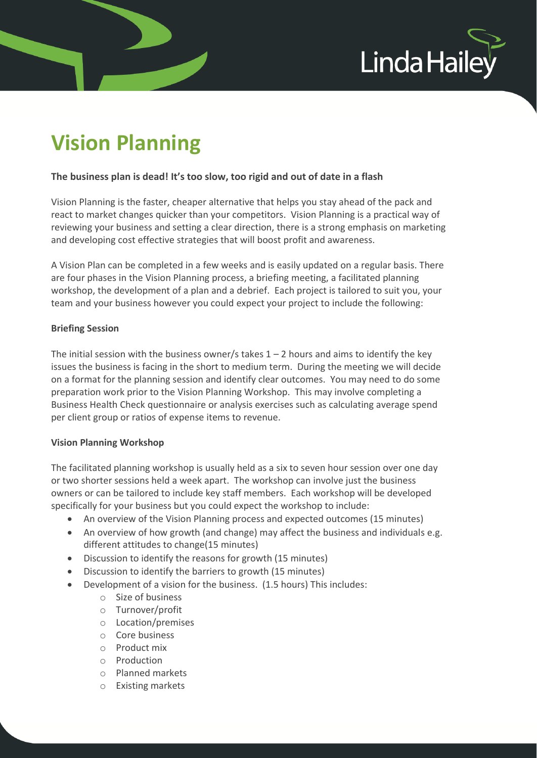# Vision Planning

**The business plan is dead! It's too slow, too rigid and out of date in a flash**

Vision Planning is the faster, cheaper alternative that helps you stay ahead of the pack and react to market changes quicker than your competitors. Vision Planning is a practical way of reviewing your business and setting a clear direction, there is a strong emphasis on marketing and developing cost effective strategies that will boost profit and awareness.

A Vision Plan can be completed in a few weeks and is easily updated on a regular basis. There are four phases in the Vision Planning process, a briefing meeting, a facilitated planning workshop, the development of a plan and a debrief. Each project is tailored to suit you, your team and your business however you could expect your project to include the following:

**Briefing Session**

The initial session with the business owner/s takes 1 – 2 hours and aims to identify the key issues the business is facing in the short to medium term. During the meeting we will decide on a format for the planning session and identify clear outcomes. You may need to do some preparation work prior to the Vision Planning Workshop. This may involve completing a Business Health Check questionnaire or analysis exercises such as calculating average spend per client group or ratios of expense items to revenue.

**Vision Planning Workshop**

The facilitated planning workshop is usually held as a six to seven hour session over one day or two shorter sessions held a week apart. The workshop can involve just the business owners or can be tailored to include key staff members. Each workshop will be developed specifically for your business but you could expect the workshop to include:

- An overview of the Vision Planning process and expected outcomes (15 minutes)
- An overview of how growth (and change) may affect the business and individuals e.g. different attitudes to change(15 minutes)
- Discussion to identify the reasons for growth (15 minutes)
- Discussion to identify the barriers to growth (15 minutes)
- Development of a vision for the business. (1.5 hours) This includes:
  - Size of business
  - Turnover/profit
  - Location/premises
  - Core business
  - Product mix
  - Production
  - Planned markets
  - Existing markets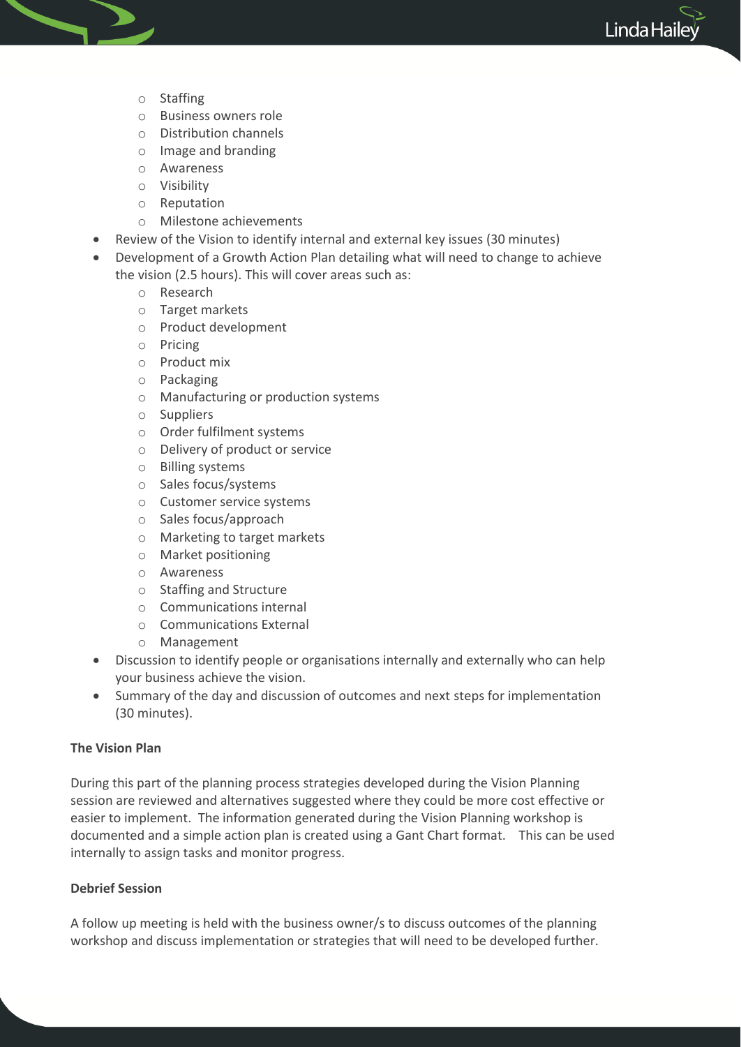- Staffing
  - Business owners role
  - Distribution channels
  - Image and branding
  - Awareness
  - Visibility
  - Reputation
  - Milestone achievements
- Review of the Vision to identify internal and external key issues (30 minutes)
- Development of a Growth Action Plan detailing what will need to change to achieve the vision (2.5 hours). This will cover areas such as:
  - Research
  - Target markets
  - Product development
  - Pricing
  - Product mix
  - Packaging
  - Manufacturing or production systems
  - Suppliers
  - Order fulfilment systems
  - Delivery of product or service
  - Billing systems
  - Sales focus/systems
  - Customer service systems
  - Sales focus/approach
  - Marketing to target markets
  - Market positioning
  - Awareness
  - Staffing and Structure
  - Communications internal
  - Communications External
  - Management
- Discussion to identify people or organisations internally and externally who can help your business achieve the vision.
- Summary of the day and discussion of outcomes and next steps for implementation (30 minutes).

**The Vision Plan**

During this part of the planning process strategies developed during the Vision Planning session are reviewed and alternatives suggested where they could be more cost effective or easier to implement. The information generated during the Vision Planning workshop is documented and a simple action plan is created using a Gant Chart format. This can be used internally to assign tasks and monitor progress.

**Debrief Session**

A follow up meeting is held with the business owner/s to discuss outcomes of the planning workshop and discuss implementation or strategies that will need to be developed further.